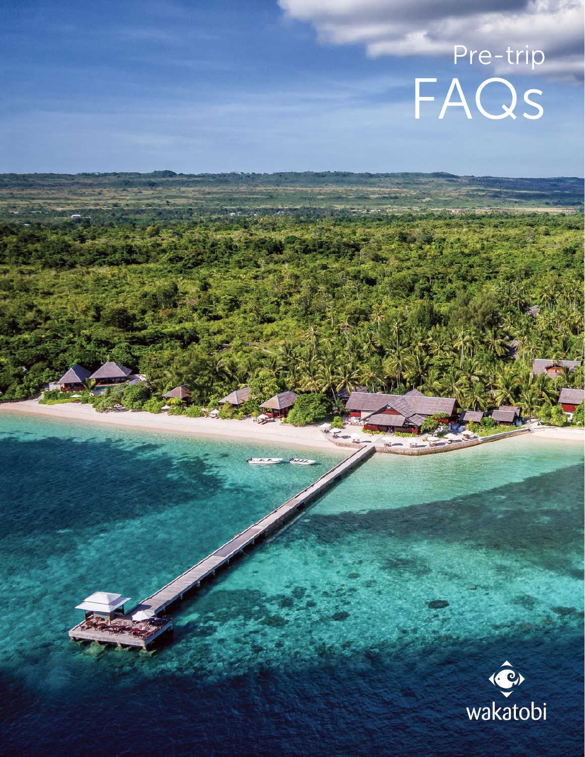# Pre-trip FAQs

wakatobi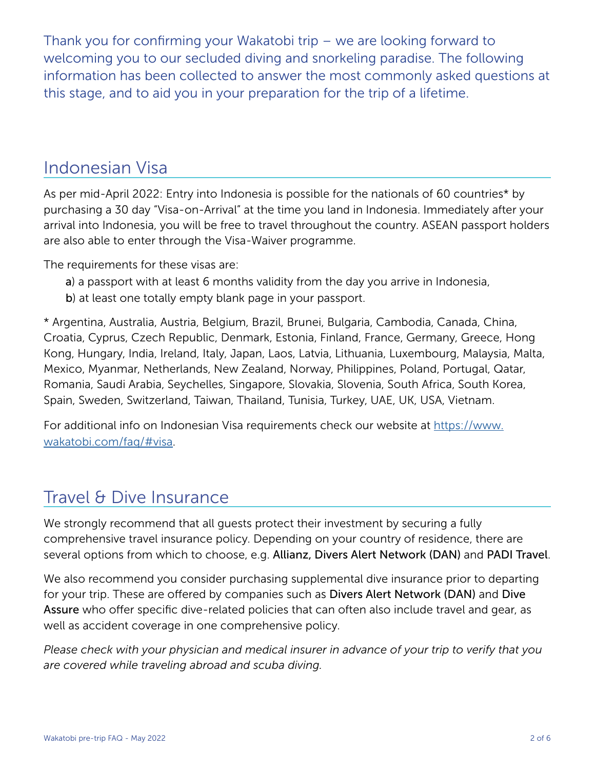Thank you for confirming your Wakatobi trip – we are looking forward to welcoming you to our secluded diving and snorkeling paradise. The following information has been collected to answer the most commonly asked questions at this stage, and to aid you in your preparation for the trip of a lifetime.

## Indonesian Visa

As per mid-April 2022: Entry into Indonesia is possible for the nationals of 60 countries* by purchasing a 30 day "Visa-on-Arrival" at the time you land in Indonesia. Immediately after your arrival into Indonesia, you will be free to travel throughout the country. ASEAN passport holders are also able to enter through the Visa-Waiver programme.

The requirements for these visas are:

**a**) a passport with at least 6 months validity from the day you arrive in Indonesia,
**b**) at least one totally empty blank page in your passport.

* Argentina, Australia, Austria, Belgium, Brazil, Brunei, Bulgaria, Cambodia, Canada, China, Croatia, Cyprus, Czech Republic, Denmark, Estonia, Finland, France, Germany, Greece, Hong Kong, Hungary, India, Ireland, Italy, Japan, Laos, Latvia, Lithuania, Luxembourg, Malaysia, Malta, Mexico, Myanmar, Netherlands, New Zealand, Norway, Philippines, Poland, Portugal, Qatar, Romania, Saudi Arabia, Seychelles, Singapore, Slovakia, Slovenia, South Africa, South Korea, Spain, Sweden, Switzerland, Taiwan, Thailand, Tunisia, Turkey, UAE, UK, USA, Vietnam.

For additional info on Indonesian Visa requirements check our website at [https://www.wakatobi.com/faq/#visa](https://www.wakatobi.com/faq/#visa).

## Travel & Dive Insurance

We strongly recommend that all guests protect their investment by securing a fully comprehensive travel insurance policy. Depending on your country of residence, there are several options from which to choose, e.g. **Allianz, Divers Alert Network (DAN)** and **PADI Travel**.

We also recommend you consider purchasing supplemental dive insurance prior to departing for your trip. These are offered by companies such as **Divers Alert Network (DAN)** and **Dive Assure** who offer specific dive-related policies that can often also include travel and gear, as well as accident coverage in one comprehensive policy.

*Please check with your physician and medical insurer in advance of your trip to verify that you are covered while traveling abroad and scuba diving.*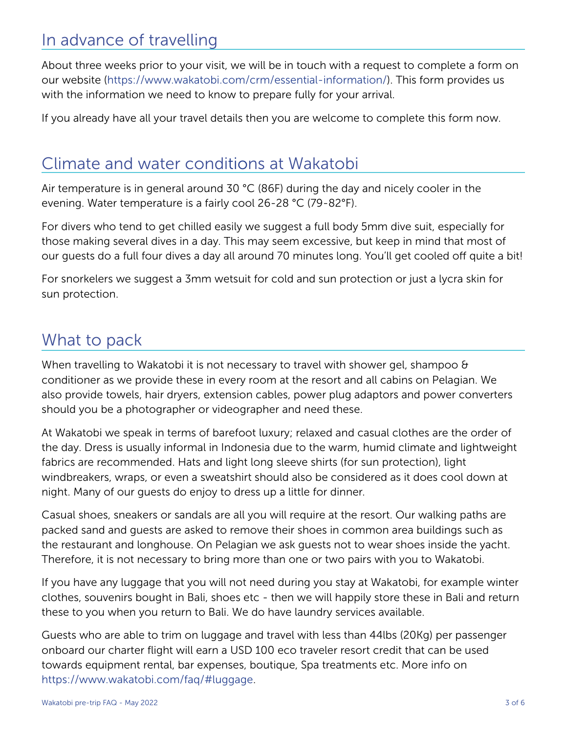## In advance of travelling

About three weeks prior to your visit, we will be in touch with a request to complete a form on our website (https://www.wakatobi.com/crm/essential-information/). This form provides us with the information we need to know to prepare fully for your arrival.

If you already have all your travel details then you are welcome to complete this form now.

## Climate and water conditions at Wakatobi

Air temperature is in general around 30 °C (86F) during the day and nicely cooler in the evening. Water temperature is a fairly cool 26-28 °C (79-82°F).

For divers who tend to get chilled easily we suggest a full body 5mm dive suit, especially for those making several dives in a day. This may seem excessive, but keep in mind that most of our guests do a full four dives a day all around 70 minutes long. You'll get cooled off quite a bit!

For snorkelers we suggest a 3mm wetsuit for cold and sun protection or just a lycra skin for sun protection.

## What to pack

When travelling to Wakatobi it is not necessary to travel with shower gel, shampoo & conditioner as we provide these in every room at the resort and all cabins on Pelagian. We also provide towels, hair dryers, extension cables, power plug adaptors and power converters should you be a photographer or videographer and need these.

At Wakatobi we speak in terms of barefoot luxury; relaxed and casual clothes are the order of the day. Dress is usually informal in Indonesia due to the warm, humid climate and lightweight fabrics are recommended. Hats and light long sleeve shirts (for sun protection), light windbreakers, wraps, or even a sweatshirt should also be considered as it does cool down at night. Many of our guests do enjoy to dress up a little for dinner.

Casual shoes, sneakers or sandals are all you will require at the resort. Our walking paths are packed sand and guests are asked to remove their shoes in common area buildings such as the restaurant and longhouse. On Pelagian we ask guests not to wear shoes inside the yacht. Therefore, it is not necessary to bring more than one or two pairs with you to Wakatobi.

If you have any luggage that you will not need during you stay at Wakatobi, for example winter clothes, souvenirs bought in Bali, shoes etc - then we will happily store these in Bali and return these to you when you return to Bali. We do have laundry services available.

Guests who are able to trim on luggage and travel with less than 44lbs (20Kg) per passenger onboard our charter flight will earn a USD 100 eco traveler resort credit that can be used towards equipment rental, bar expenses, boutique, Spa treatments etc. More info on https://www.wakatobi.com/faq/#luggage.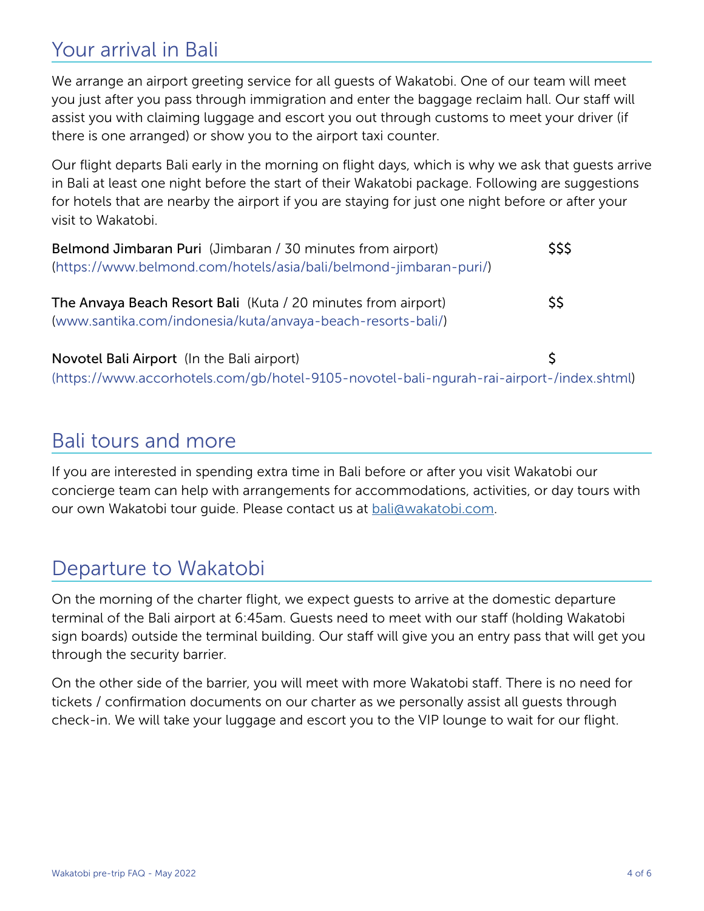## Your arrival in Bali

We arrange an airport greeting service for all guests of Wakatobi. One of our team will meet you just after you pass through immigration and enter the baggage reclaim hall. Our staff will assist you with claiming luggage and escort you out through customs to meet your driver (if there is one arranged) or show you to the airport taxi counter.

Our flight departs Bali early in the morning on flight days, which is why we ask that guests arrive in Bali at least one night before the start of their Wakatobi package. Following are suggestions for hotels that are nearby the airport if you are staying for just one night before or after your visit to Wakatobi.

**Belmond Jimbaran Puri** (Jimbaran / 30 minutes from airport) $$$
(https://www.belmond.com/hotels/asia/bali/belmond-jimbaran-puri/)

**The Anvaya Beach Resort Bali** (Kuta / 20 minutes from airport) $$
(www.santika.com/indonesia/kuta/anvaya-beach-resorts-bali/)

**Novotel Bali Airport** (In the Bali airport) $
(https://www.accorhotels.com/gb/hotel-9105-novotel-bali-ngurah-rai-airport-/index.shtml)

## Bali tours and more

If you are interested in spending extra time in Bali before or after you visit Wakatobi our concierge team can help with arrangements for accommodations, activities, or day tours with our own Wakatobi tour guide. Please contact us at bali@wakatobi.com.

## Departure to Wakatobi

On the morning of the charter flight, we expect guests to arrive at the domestic departure terminal of the Bali airport at 6:45am. Guests need to meet with our staff (holding Wakatobi sign boards) outside the terminal building. Our staff will give you an entry pass that will get you through the security barrier.

On the other side of the barrier, you will meet with more Wakatobi staff. There is no need for tickets / confirmation documents on our charter as we personally assist all guests through check-in. We will take your luggage and escort you to the VIP lounge to wait for our flight.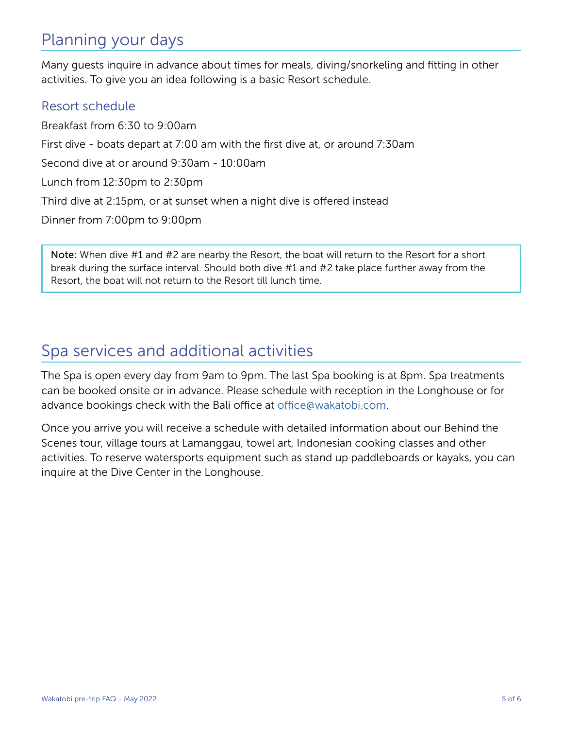## Planning your days

Many guests inquire in advance about times for meals, diving/snorkeling and fitting in other activities. To give you an idea following is a basic Resort schedule.

### Resort schedule

Breakfast from 6:30 to 9:00am

First dive - boats depart at 7:00 am with the first dive at, or around 7:30am

Second dive at or around 9:30am - 10:00am

Lunch from 12:30pm to 2:30pm

Third dive at 2:15pm, or at sunset when a night dive is offered instead

Dinner from 7:00pm to 9:00pm

> **Note:** When dive #1 and #2 are nearby the Resort, the boat will return to the Resort for a short break during the surface interval. Should both dive #1 and #2 take place further away from the Resort, the boat will not return to the Resort till lunch time.

## Spa services and additional activities

The Spa is open every day from 9am to 9pm. The last Spa booking is at 8pm. Spa treatments can be booked onsite or in advance. Please schedule with reception in the Longhouse or for advance bookings check with the Bali office at office@wakatobi.com.

Once you arrive you will receive a schedule with detailed information about our Behind the Scenes tour, village tours at Lamanggau, towel art, Indonesian cooking classes and other activities. To reserve watersports equipment such as stand up paddleboards or kayaks, you can inquire at the Dive Center in the Longhouse.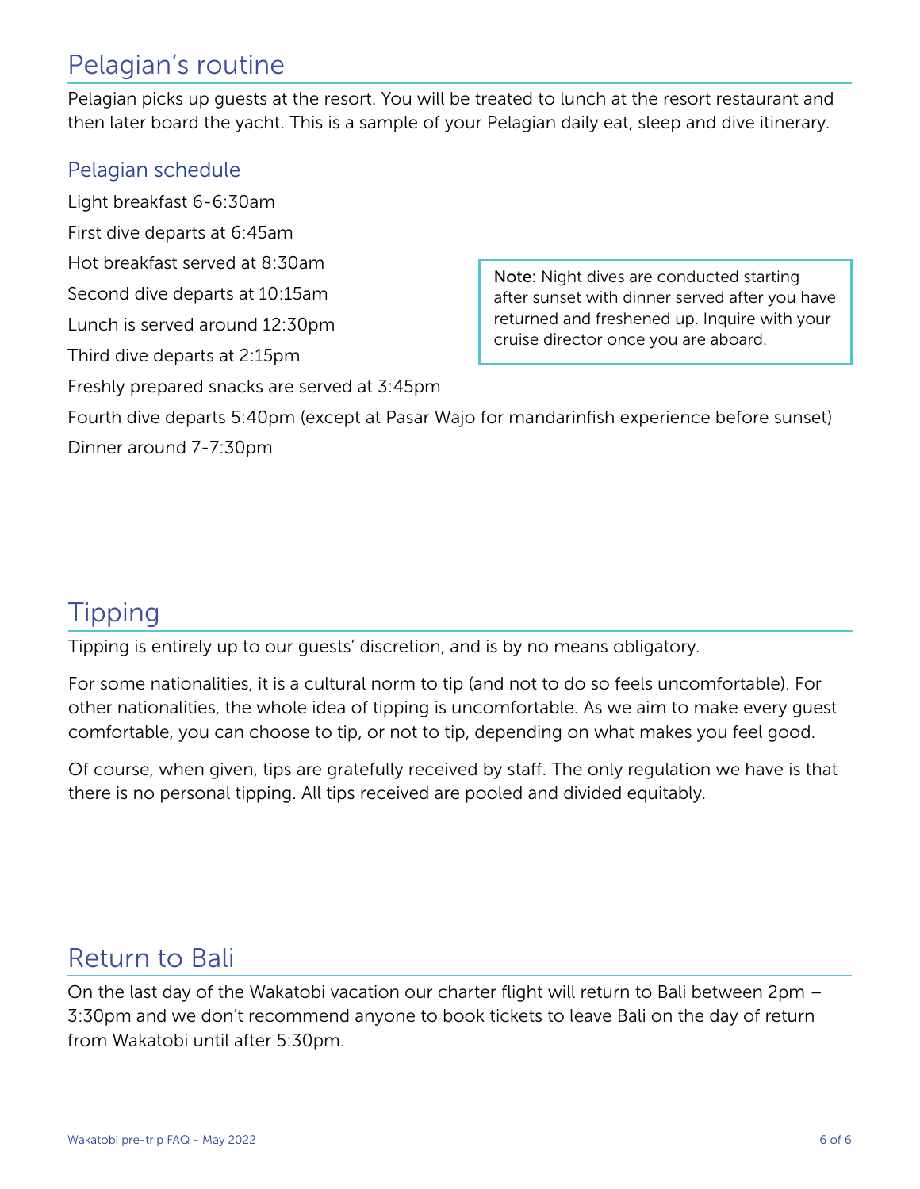## Pelagian's routine

Pelagian picks up guests at the resort. You will be treated to lunch at the resort restaurant and then later board the yacht. This is a sample of your Pelagian daily eat, sleep and dive itinerary.

### Pelagian schedule

Light breakfast 6-6:30am

First dive departs at 6:45am

Hot breakfast served at 8:30am

Second dive departs at 10:15am

Lunch is served around 12:30pm

Third dive departs at 2:15pm

Freshly prepared snacks are served at 3:45pm

Fourth dive departs 5:40pm (except at Pasar Wajo for mandarinfish experience before sunset)

Dinner around 7-7:30pm

**Note:** Night dives are conducted starting after sunset with dinner served after you have returned and freshened up. Inquire with your cruise director once you are aboard.

## Tipping

Tipping is entirely up to our guests' discretion, and is by no means obligatory.

For some nationalities, it is a cultural norm to tip (and not to do so feels uncomfortable). For other nationalities, the whole idea of tipping is uncomfortable. As we aim to make every guest comfortable, you can choose to tip, or not to tip, depending on what makes you feel good.

Of course, when given, tips are gratefully received by staff. The only regulation we have is that there is no personal tipping. All tips received are pooled and divided equitably.

## Return to Bali

On the last day of the Wakatobi vacation our charter flight will return to Bali between 2pm – 3:30pm and we don't recommend anyone to book tickets to leave Bali on the day of return from Wakatobi until after 5:30pm.